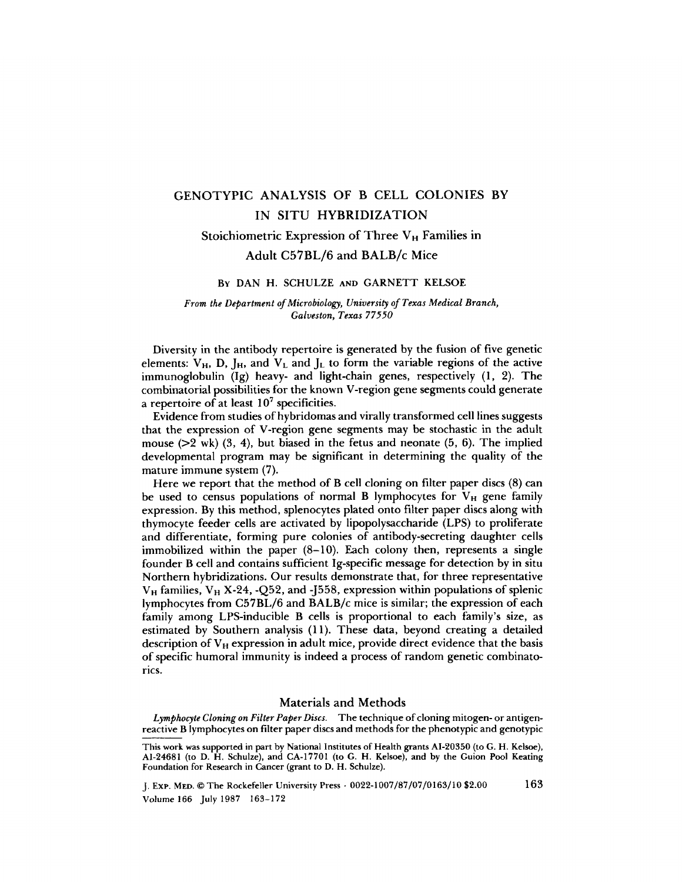# GENOTYPIC ANALYSIS OF B CELL COLONIES BY IN SITU HYBRIDIZATION

## Stoichiometric Expression of Three $V_H$ Families in Adult C57BL/6 and BALB/c Mice

BY DAN H. SCHULZE AND GARNETT KELSOE

*From the Department of Microbiology, University of Texas Medical Branch, Galveston, Texas 77550*

Diversity in the antibody repertoire is generated by the fusion of five genetic elements: $V_H$, D, $J_H$, and $V_L$ and $J_L$ to form the variable regions of the active immunoglobulin (Ig) heavy- and light-chain genes, respectively (1, 2). The combinatorial possibilities for the known V-region gene segments could generate a repertoire of at least $10^7$ specificities.

Evidence from studies of hybridomas and virally transformed cell lines suggests that the expression of V-region gene segments may be stochastic in the adult mouse (>2 wk) (3, 4), but biased in the fetus and neonate (5, 6). The implied developmental program may be significant in determining the quality of the mature immune system (7).

Here we report that the method of B cell cloning on filter paper discs (8) can be used to census populations of normal B lymphocytes for $V_H$ gene family expression. By this method, splenocytes plated onto filter paper discs along with thymocyte feeder cells are activated by lipopolysaccharide (LPS) to proliferate and differentiate, forming pure colonies of antibody-secreting daughter cells immobilized within the paper (8–10). Each colony then, represents a single founder B cell and contains sufficient Ig-specific message for detection by in situ Northern hybridizations. Our results demonstrate that, for three representative $V_H$ families, $V_H$ X-24, -Q52, and -J558, expression within populations of splenic lymphocytes from C57BL/6 and BALB/c mice is similar; the expression of each family among LPS-inducible B cells is proportional to each family's size, as estimated by Southern analysis (11). These data, beyond creating a detailed description of $V_H$ expression in adult mice, provide direct evidence that the basis of specific humoral immunity is indeed a process of random genetic combinatorics.

## Materials and Methods

*Lymphocyte Cloning on Filter Paper Discs.* The technique of cloning mitogen- or antigen-reactive B lymphocytes on filter paper discs and methods for the phenotypic and genotypic

This work was supported in part by National Institutes of Health grants AI-20350 (to G. H. Kelsoe), AI-24681 (to D. H. Schulze), and CA-17701 (to G. H. Kelsoe), and by the Guion Pool Keating Foundation for Research in Cancer (grant to D. H. Schulze).

J. EXP. MED. © The Rockefeller University Press · 0022-1007/87/07/0163/10 $2.00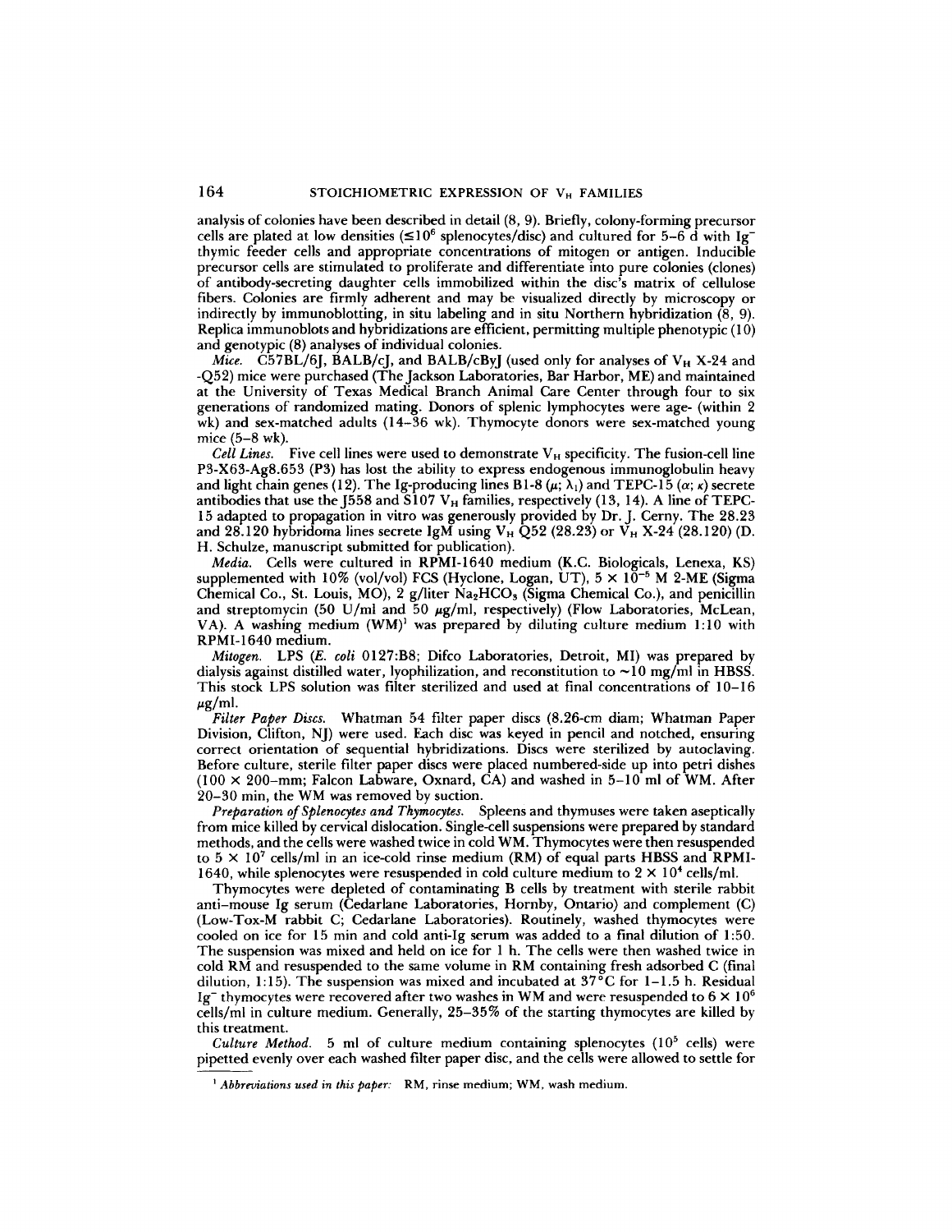analysis of colonies have been described in detail (8, 9). Briefly, colony-forming precursor cells are plated at low densities ($\leq 10^6$ splenocytes/disc) and cultured for 5–6 d with $Ig^-$ thymic feeder cells and appropriate concentrations of mitogen or antigen. Inducible precursor cells are stimulated to proliferate and differentiate into pure colonies (clones) of antibody-secreting daughter cells immobilized within the disc's matrix of cellulose fibers. Colonies are firmly adherent and may be visualized directly by microscopy or indirectly by immunoblotting, in situ labeling and in situ Northern hybridization (8, 9). Replica immunoblots and hybridizations are efficient, permitting multiple phenotypic (10) and genotypic (8) analyses of individual colonies.

*Mice.* C57BL/6J, BALB/cJ, and BALB/cByJ (used only for analyses of $V_H$ X-24 and -Q52) mice were purchased (The Jackson Laboratories, Bar Harbor, ME) and maintained at the University of Texas Medical Branch Animal Care Center through four to six generations of randomized mating. Donors of splenic lymphocytes were age- (within 2 wk) and sex-matched adults (14–36 wk). Thymocyte donors were sex-matched young mice (5–8 wk).

*Cell Lines.* Five cell lines were used to demonstrate $V_H$ specificity. The fusion-cell line P3-X63-Ag8.653 (P3) has lost the ability to express endogenous immunoglobulin heavy and light chain genes (12). The Ig-producing lines B1-8 ($\mu$; $\lambda_1$) and TEPC-15 ($\alpha$; $\kappa$) secrete antibodies that use the J558 and S107 $V_H$ families, respectively (13, 14). A line of TEPC-15 adapted to propagation in vitro was generously provided by Dr. J. Cerny. The 28.23 and 28.120 hybridoma lines secrete IgM using $V_H$ Q52 (28.23) or $V_H$ X-24 (28.120) (D. H. Schulze, manuscript submitted for publication).

*Media.* Cells were cultured in RPMI-1640 medium (K.C. Biologicals, Lenexa, KS) supplemented with 10% (vol/vol) FCS (Hyclone, Logan, UT), $5 \times 10^{-5}$ M 2-ME (Sigma Chemical Co., St. Louis, MO), 2 g/liter $Na_2HCO_3$ (Sigma Chemical Co.), and penicillin and streptomycin (50 U/ml and 50 $\mu$g/ml, respectively) (Flow Laboratories, McLean, VA). A washing medium (WM)[1] was prepared by diluting culture medium 1:10 with RPMI-1640 medium.

*Mitogen.* LPS (*E. coli* 0127:B8; Difco Laboratories, Detroit, MI) was prepared by dialysis against distilled water, lyophilization, and reconstitution to ~10 mg/ml in HBSS. This stock LPS solution was filter sterilized and used at final concentrations of 10–16 $\mu$g/ml.

*Filter Paper Discs.* Whatman 54 filter paper discs (8.26-cm diam; Whatman Paper Division, Clifton, NJ) were used. Each disc was keyed in pencil and notched, ensuring correct orientation of sequential hybridizations. Discs were sterilized by autoclaving. Before culture, sterile filter paper discs were placed numbered-side up into petri dishes (100 × 200-mm; Falcon Labware, Oxnard, CA) and washed in 5–10 ml of WM. After 20–30 min, the WM was removed by suction.

*Preparation of Splenocytes and Thymocytes.* Spleens and thymuses were taken aseptically from mice killed by cervical dislocation. Single-cell suspensions were prepared by standard methods, and the cells were washed twice in cold WM. Thymocytes were then resuspended to $5 \times 10^7$ cells/ml in an ice-cold rinse medium (RM) of equal parts HBSS and RPMI-1640, while splenocytes were resuspended in cold culture medium to $2 \times 10^4$ cells/ml.

Thymocytes were depleted of contaminating B cells by treatment with sterile rabbit anti–mouse Ig serum (Cedarlane Laboratories, Hornby, Ontario) and complement (C) (Low-Tox-M rabbit C; Cedarlane Laboratories). Routinely, washed thymocytes were cooled on ice for 15 min and cold anti-Ig serum was added to a final dilution of 1:50. The suspension was mixed and held on ice for 1 h. The cells were then washed twice in cold RM and resuspended to the same volume in RM containing fresh adsorbed C (final dilution, 1:15). The suspension was mixed and incubated at 37°C for 1–1.5 h. Residual $Ig^-$ thymocytes were recovered after two washes in WM and were resuspended to $6 \times 10^6$ cells/ml in culture medium. Generally, 25–35% of the starting thymocytes are killed by this treatment.

*Culture Method.* 5 ml of culture medium containing splenocytes ($10^5$ cells) were pipetted evenly over each washed filter paper disc, and the cells were allowed to settle for

[1] *Abbreviations used in this paper:* RM, rinse medium; WM, wash medium.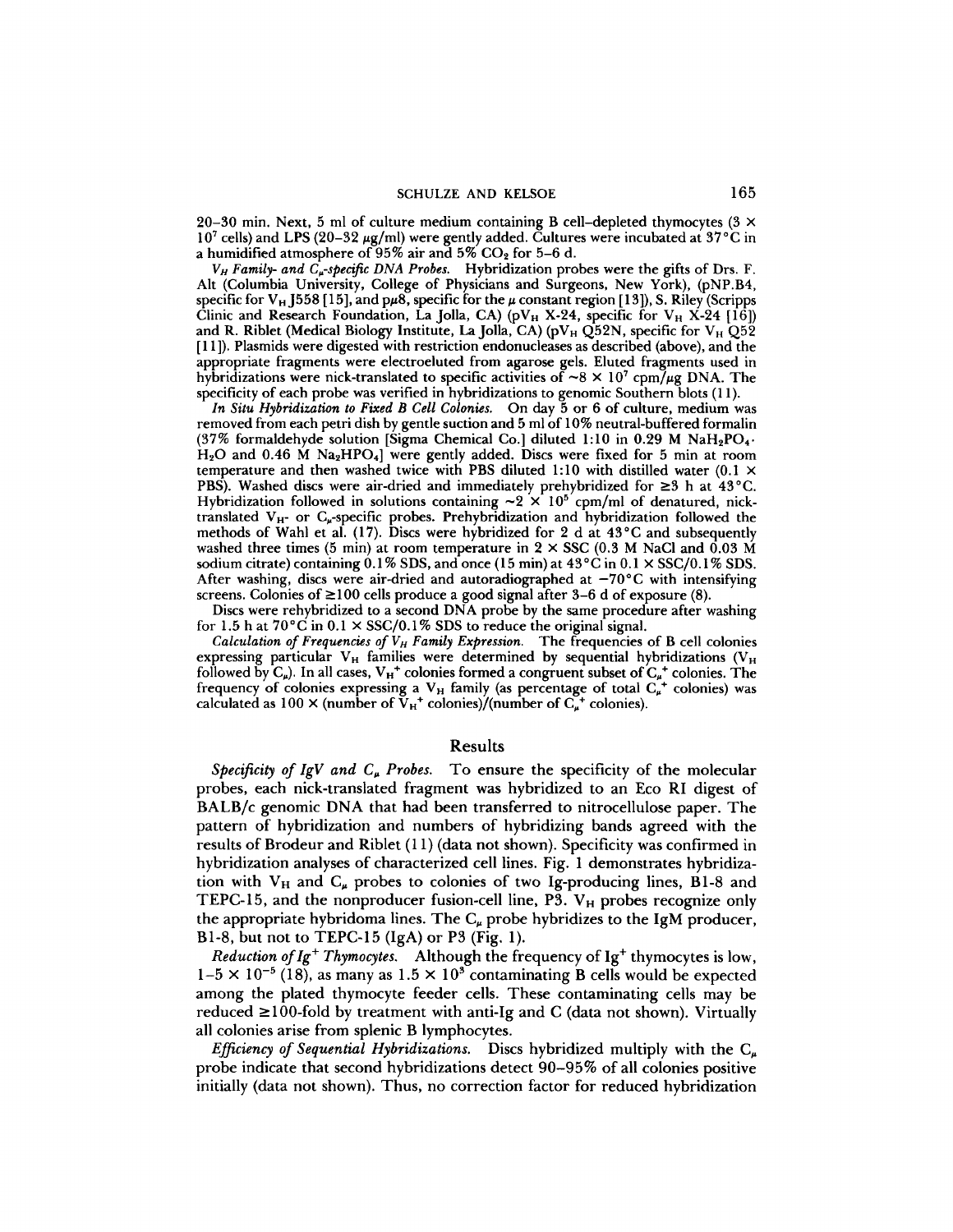20–30 min. Next, 5 ml of culture medium containing B cell–depleted thymocytes ($3 \times 10^7$ cells) and LPS (20–32 μg/ml) were gently added. Cultures were incubated at 37°C in a humidified atmosphere of 95% air and 5% $CO_2$ for 5–6 d.

*$V_H$ Family- and $C_\mu$-specific DNA Probes.* Hybridization probes were the gifts of Drs. F. Alt (Columbia University, College of Physicians and Surgeons, New York), (pNP.B4, specific for $V_H$ J558 [15], and pμ8, specific for the μ constant region [13]), S. Riley (Scripps Clinic and Research Foundation, La Jolla, CA) (p$V_H$ X-24, specific for $V_H$ X-24 [16]) and R. Riblet (Medical Biology Institute, La Jolla, CA) (p$V_H$ Q52N, specific for $V_H$ Q52 [11]). Plasmids were digested with restriction endonucleases as described (above), and the appropriate fragments were electroeluted from agarose gels. Eluted fragments used in hybridizations were nick-translated to specific activities of ~$8 \times 10^7$ cpm/μg DNA. The specificity of each probe was verified in hybridizations to genomic Southern blots (11).

*In Situ Hybridization to Fixed B Cell Colonies.* On day 5 or 6 of culture, medium was removed from each petri dish by gentle suction and 5 ml of 10% neutral-buffered formalin (37% formaldehyde solution [Sigma Chemical Co.] diluted 1:10 in 0.29 M $NaH_2PO_4 \cdot H_2O$ and 0.46 M $Na_2HPO_4$] were gently added. Discs were fixed for 5 min at room temperature and then washed twice with PBS diluted 1:10 with distilled water (0.1 × PBS). Washed discs were air-dried and immediately prehybridized for ≥3 h at 43°C. Hybridization followed in solutions containing ~$2 \times 10^5$ cpm/ml of denatured, nick-translated $V_H$- or $C_\mu$-specific probes. Prehybridization and hybridization followed the methods of Wahl et al. (17). Discs were hybridized for 2 d at 43°C and subsequently washed three times (5 min) at room temperature in 2 × SSC (0.3 M NaCl and 0.03 M sodium citrate) containing 0.1% SDS, and once (15 min) at 43°C in 0.1 × SSC/0.1% SDS. After washing, discs were air-dried and autoradiographed at −70°C with intensifying screens. Colonies of ≥100 cells produce a good signal after 3–6 d of exposure (8).

Discs were rehybridized to a second DNA probe by the same procedure after washing for 1.5 h at 70°C in 0.1 × SSC/0.1% SDS to reduce the original signal.

*Calculation of Frequencies of $V_H$ Family Expression.* The frequencies of B cell colonies expressing particular $V_H$ families were determined by sequential hybridizations ($V_H$ followed by $C_\mu$). In all cases, $V_H^+$ colonies formed a congruent subset of $C_\mu^+$ colonies. The frequency of colonies expressing a $V_H$ family (as percentage of total $C_\mu^+$ colonies) was calculated as 100 × (number of $V_H^+$ colonies)/(number of $C_\mu^+$ colonies).

## Results

*Specificity of IgV and $C_\mu$ Probes.* To ensure the specificity of the molecular probes, each nick-translated fragment was hybridized to an Eco RI digest of BALB/c genomic DNA that had been transferred to nitrocellulose paper. The pattern of hybridization and numbers of hybridizing bands agreed with the results of Brodeur and Riblet (11) (data not shown). Specificity was confirmed in hybridization analyses of characterized cell lines. Fig. 1 demonstrates hybridization with $V_H$ and $C_\mu$ probes to colonies of two Ig-producing lines, B1-8 and TEPC-15, and the nonproducer fusion-cell line, P3. $V_H$ probes recognize only the appropriate hybridoma lines. The $C_\mu$ probe hybridizes to the IgM producer, B1-8, but not to TEPC-15 (IgA) or P3 (Fig. 1).

*Reduction of $Ig^+$ Thymocytes.* Although the frequency of $Ig^+$ thymocytes is low, $1–5 \times 10^{-5}$ (18), as many as $1.5 \times 10^3$ contaminating B cells would be expected among the plated thymocyte feeder cells. These contaminating cells may be reduced ≥100-fold by treatment with anti-Ig and C (data not shown). Virtually all colonies arise from splenic B lymphocytes.

*Efficiency of Sequential Hybridizations.* Discs hybridized multiply with the $C_\mu$ probe indicate that second hybridizations detect 90–95% of all colonies positive initially (data not shown). Thus, no correction factor for reduced hybridization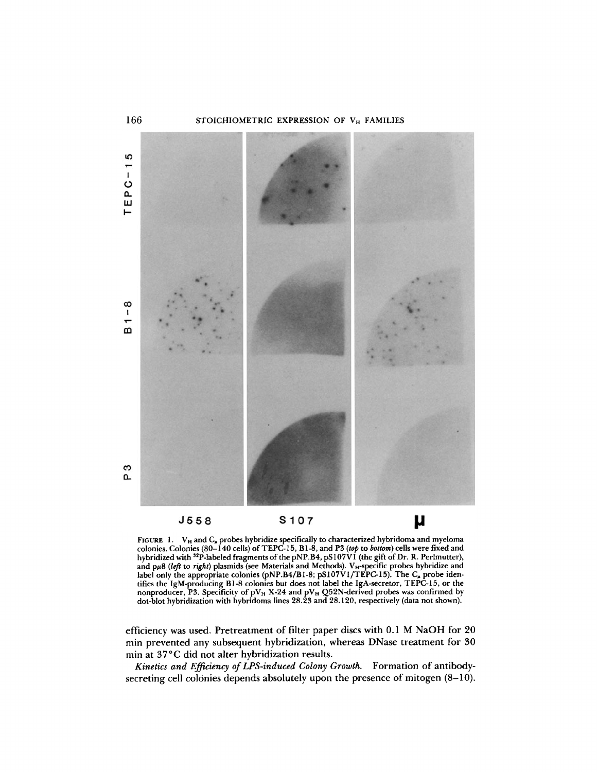TEPC-15

B1-8

P3

J558

S107

μ

FIGURE 1. $V_H$ and $C_\mu$ probes hybridize specifically to characterized hybridoma and myeloma colonies. Colonies (80–140 cells) of TEPC-15, B1-8, and P3 (*top* to *bottom*) cells were fixed and hybridized with $^{32}P$-labeled fragments of the pNP.B4, pS107V1 (the gift of Dr. R. Perlmutter), and pμ8 (*left* to *right*) plasmids (see Materials and Methods). $V_H$-specific probes hybridize and label only the appropriate colonies (pNP.B4/B1-8; pS107V1/TEPC-15). The $C_\mu$ probe identifies the IgM-producing B1-8 colonies but does not label the IgA-secretor, TEPC-15, or the nonproducer, P3. Specificity of p$V_H$ X-24 and p$V_H$ Q52N-derived probes was confirmed by dot-blot hybridization with hybridoma lines 28.23 and 28.120, respectively (data not shown).

efficiency was used. Pretreatment of filter paper discs with 0.1 M NaOH for 20 min prevented any subsequent hybridization, whereas DNase treatment for 30 min at 37°C did not alter hybridization results.

*Kinetics and Efficiency of LPS-induced Colony Growth.* Formation of antibody-secreting cell colonies depends absolutely upon the presence of mitogen (8–10).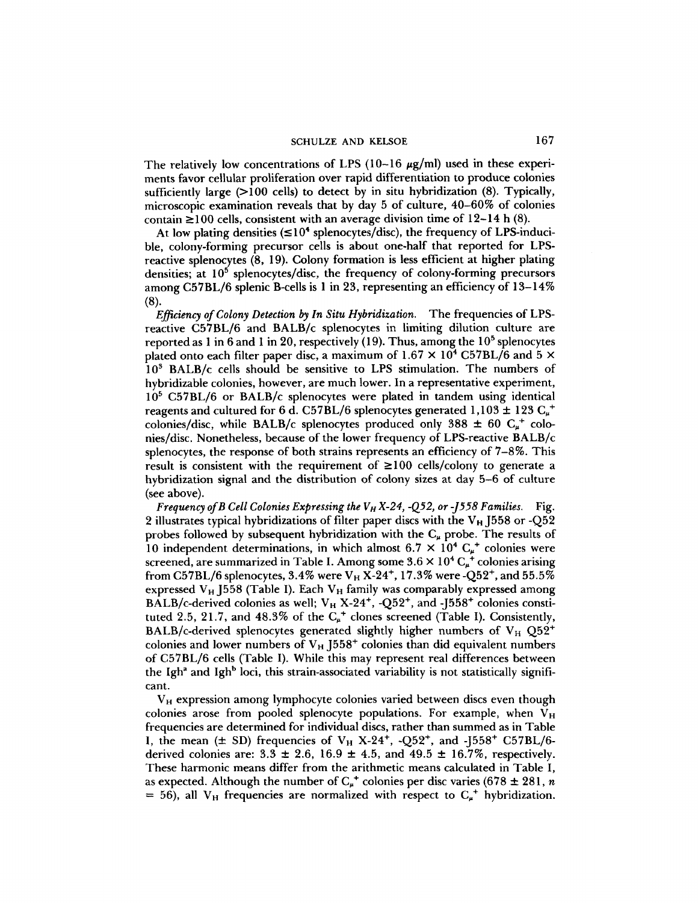The relatively low concentrations of LPS (10–16 μg/ml) used in these experiments favor cellular proliferation over rapid differentiation to produce colonies sufficiently large (>100 cells) to detect by in situ hybridization (8). Typically, microscopic examination reveals that by day 5 of culture, 40–60% of colonies contain ≥100 cells, consistent with an average division time of 12–14 h (8).

At low plating densities (≤$10^4$ splenocytes/disc), the frequency of LPS-inducible, colony-forming precursor cells is about one-half that reported for LPS-reactive splenocytes (8, 19). Colony formation is less efficient at higher plating densities; at $10^5$ splenocytes/disc, the frequency of colony-forming precursors among C57BL/6 splenic B-cells is 1 in 23, representing an efficiency of 13–14% (8).

*Efficiency of Colony Detection by In Situ Hybridization.* The frequencies of LPS-reactive C57BL/6 and BALB/c splenocytes in limiting dilution culture are reported as 1 in 6 and 1 in 20, respectively (19). Thus, among the $10^5$ splenocytes plated onto each filter paper disc, a maximum of $1.67 \times 10^4$ C57BL/6 and $5 \times 10^3$ BALB/c cells should be sensitive to LPS stimulation. The numbers of hybridizable colonies, however, are much lower. In a representative experiment, $10^5$ C57BL/6 or BALB/c splenocytes were plated in tandem using identical reagents and cultured for 6 d. C57BL/6 splenocytes generated 1,103 ± 123 $C_\mu^+$ colonies/disc, while BALB/c splenocytes produced only 388 ± 60 $C_\mu^+$ colonies/disc. Nonetheless, because of the lower frequency of LPS-reactive BALB/c splenocytes, the response of both strains represents an efficiency of 7–8%. This result is consistent with the requirement of ≥100 cells/colony to generate a hybridization signal and the distribution of colony sizes at day 5–6 of culture (see above).

*Frequency of B Cell Colonies Expressing the $V_H$ X-24, -Q52, or -J558 Families.* Fig. 2 illustrates typical hybridizations of filter paper discs with the $V_H$ J558 or -Q52 probes followed by subsequent hybridization with the $C_\mu$ probe. The results of 10 independent determinations, in which almost $6.7 \times 10^4$ $C_\mu^+$ colonies were screened, are summarized in Table I. Among some $3.6 \times 10^4$ $C_\mu^+$ colonies arising from C57BL/6 splenocytes, 3.4% were $V_H$ X-24$^+$, 17.3% were -Q52$^+$, and 55.5% expressed $V_H$ J558 (Table I). Each $V_H$ family was comparably expressed among BALB/c-derived colonies as well; $V_H$ X-24$^+$, -Q52$^+$, and -J558$^+$ colonies constituted 2.5, 21.7, and 48.3% of the $C_\mu^+$ clones screened (Table I). Consistently, BALB/c-derived splenocytes generated slightly higher numbers of $V_H$ Q52$^+$ colonies and lower numbers of $V_H$ J558$^+$ colonies than did equivalent numbers of C57BL/6 cells (Table I). While this may represent real differences between the $Igh^a$ and $Igh^b$ loci, this strain-associated variability is not statistically significant.

$V_H$ expression among lymphocyte colonies varied between discs even though colonies arose from pooled splenocyte populations. For example, when $V_H$ frequencies are determined for individual discs, rather than summed as in Table I, the mean (± SD) frequencies of $V_H$ X-24$^+$, -Q52$^+$, and -J558$^+$ C57BL/6-derived colonies are: 3.3 ± 2.6, 16.9 ± 4.5, and 49.5 ± 16.7%, respectively. These harmonic means differ from the arithmetic means calculated in Table I, as expected. Although the number of $C_\mu^+$ colonies per disc varies (678 ± 281, $n$ = 56), all $V_H$ frequencies are normalized with respect to $C_\mu^+$ hybridization.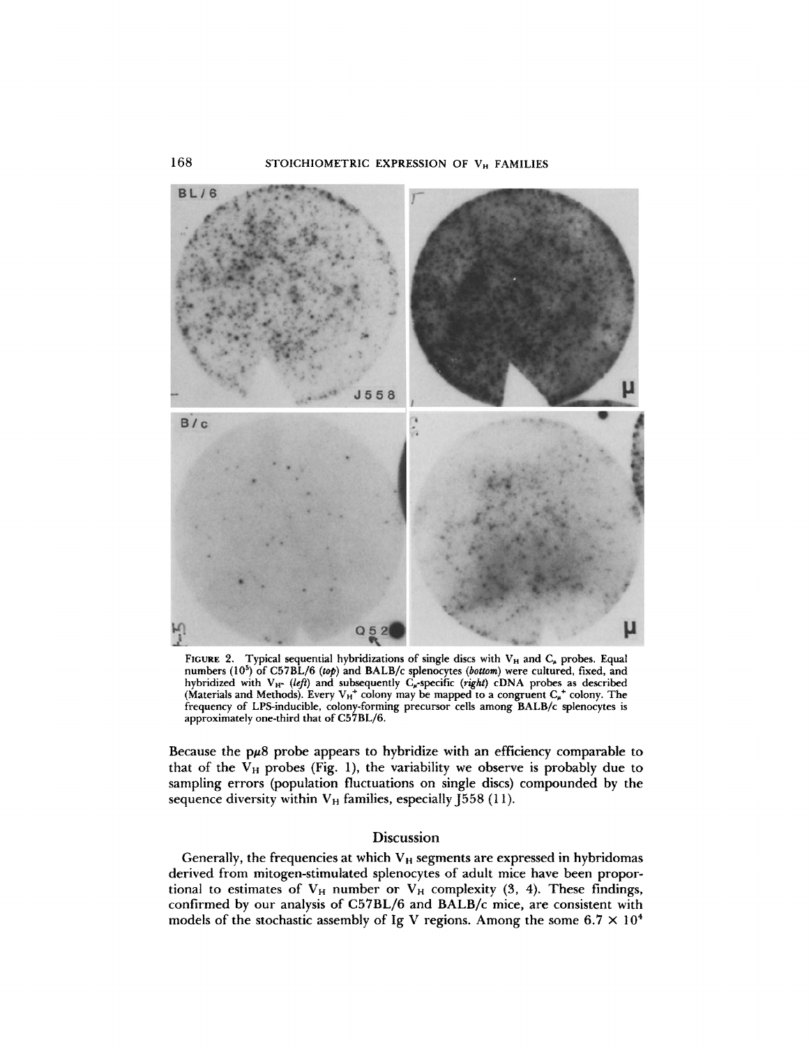FIGURE 2. Typical sequential hybridizations of single discs with $V_H$ and $C_\mu$ probes. Equal numbers ($10^5$) of C57BL/6 (*top*) and BALB/c splenocytes (*bottom*) were cultured, fixed, and hybridized with $V_H$- (*left*) and subsequently $C_\mu$-specific (*right*) cDNA probes as described (Materials and Methods). Every $V_H^+$ colony may be mapped to a congruent $C_\mu^+$ colony. The frequency of LPS-inducible, colony-forming precursor cells among BALB/c splenocytes is approximately one-third that of C57BL/6.

Because the p$\mu$8 probe appears to hybridize with an efficiency comparable to that of the $V_H$ probes (Fig. 1), the variability we observe is probably due to sampling errors (population fluctuations on single discs) compounded by the sequence diversity within $V_H$ families, especially J558 (11).

## Discussion

Generally, the frequencies at which $V_H$ segments are expressed in hybridomas derived from mitogen-stimulated splenocytes of adult mice have been proportional to estimates of $V_H$ number or $V_H$ complexity (3, 4). These findings, confirmed by our analysis of C57BL/6 and BALB/c mice, are consistent with models of the stochastic assembly of Ig V regions. Among the some $6.7 \times 10^4$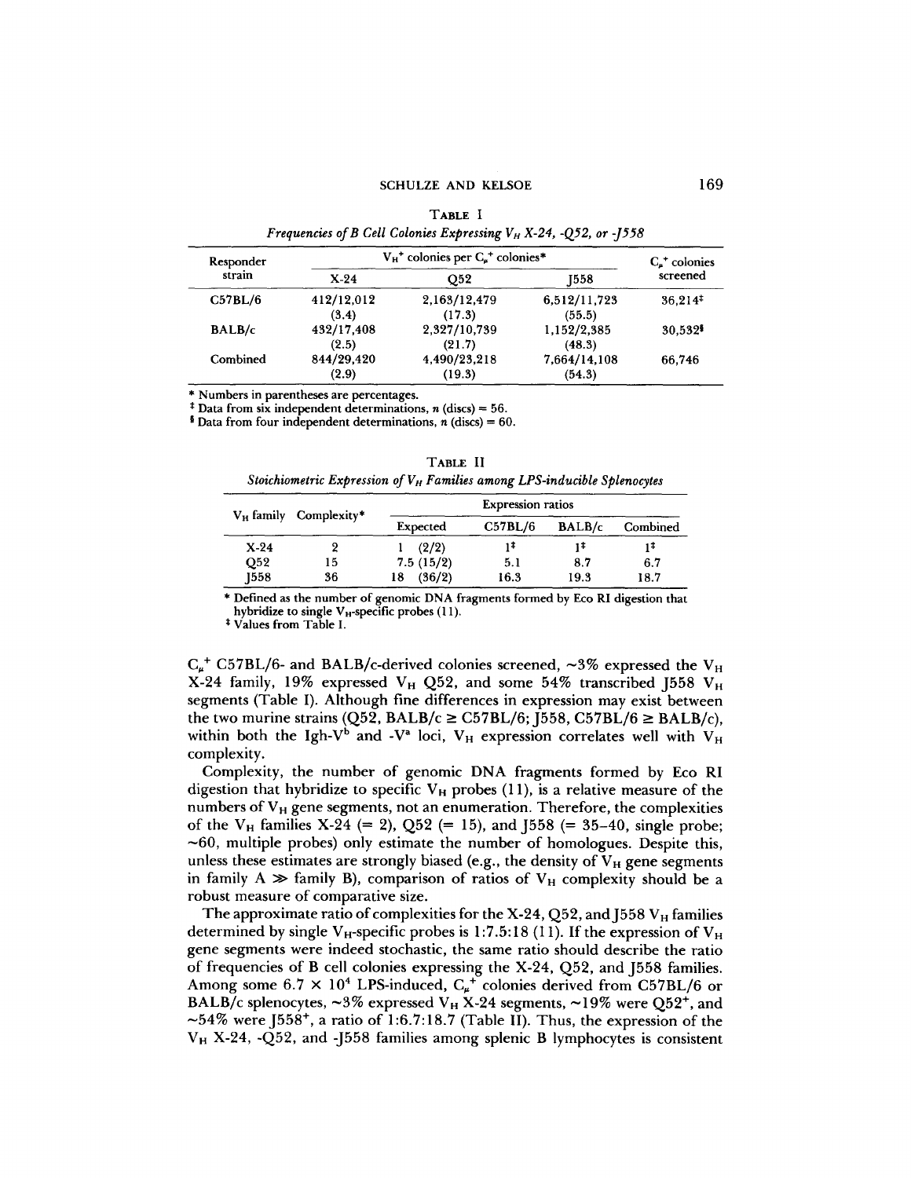TABLE I

*Frequencies of B Cell Colonies Expressing $V_H$ X-24, -Q52, or -J558*

| Responder strain | $V_H^+$ colonies per $C_\mu^+$ colonies* | | | $C_\mu^+$ colonies screened |
|---|---|---|---|---|
| | X-24 | Q52 | J558 | |
| C57BL/6 | 412/12,012 (3.4) | 2,163/12,479 (17.3) | 6,512/11,723 (55.5) | 36,214‡ |
| BALB/c | 432/17,408 (2.5) | 2,327/10,739 (21.7) | 1,152/2,385 (48.3) | 30,532§ |
| Combined | 844/29,420 (2.9) | 4,490/23,218 (19.3) | 7,664/14,108 (54.3) | 66,746 |

\* Numbers in parentheses are percentages.

‡ Data from six independent determinations, $n$ (discs) = 56.

§ Data from four independent determinations, $n$ (discs) = 60.

TABLE II

*Stoichiometric Expression of $V_H$ Families among LPS-inducible Splenocytes*

| $V_H$ family | Complexity* | Expression ratios | | | |
|---|---|---|---|---|---|
| | | Expected | C57BL/6 | BALB/c | Combined |
| X-24 | 2 | 1 (2/2) | 1‡ | 1‡ | 1‡ |
| Q52 | 15 | 7.5 (15/2) | 5.1 | 8.7 | 6.7 |
| J558 | 36 | 18 (36/2) | 16.3 | 19.3 | 18.7 |

\* Defined as the number of genomic DNA fragments formed by Eco RI digestion that hybridize to single $V_H$-specific probes (11).

‡ Values from Table I.

$C_\mu^+$ C57BL/6- and BALB/c-derived colonies screened, ~3% expressed the $V_H$ X-24 family, 19% expressed $V_H$ Q52, and some 54% transcribed J558 $V_H$ segments (Table I). Although fine differences in expression may exist between the two murine strains (Q52, BALB/c ≥ C57BL/6; J558, C57BL/6 ≥ BALB/c), within both the Igh-$V^b$ and -$V^a$ loci, $V_H$ expression correlates well with $V_H$ complexity.

Complexity, the number of genomic DNA fragments formed by Eco RI digestion that hybridize to specific $V_H$ probes (11), is a relative measure of the numbers of $V_H$ gene segments, not an enumeration. Therefore, the complexities of the $V_H$ families X-24 (= 2), Q52 (= 15), and J558 (= 35–40, single probe; ~60, multiple probes) only estimate the number of homologues. Despite this, unless these estimates are strongly biased (e.g., the density of $V_H$ gene segments in family A ≫ family B), comparison of ratios of $V_H$ complexity should be a robust measure of comparative size.

The approximate ratio of complexities for the X-24, Q52, and J558 $V_H$ families determined by single $V_H$-specific probes is 1:7.5:18 (11). If the expression of $V_H$ gene segments were indeed stochastic, the same ratio should describe the ratio of frequencies of B cell colonies expressing the X-24, Q52, and J558 families. Among some $6.7 \times 10^4$ LPS-induced, $C_\mu^+$ colonies derived from C57BL/6 or BALB/c splenocytes, ~3% expressed $V_H$ X-24 segments, ~19% were Q52$^+$, and ~54% were J558$^+$, a ratio of 1:6.7:18.7 (Table II). Thus, the expression of the $V_H$ X-24, -Q52, and -J558 families among splenic B lymphocytes is consistent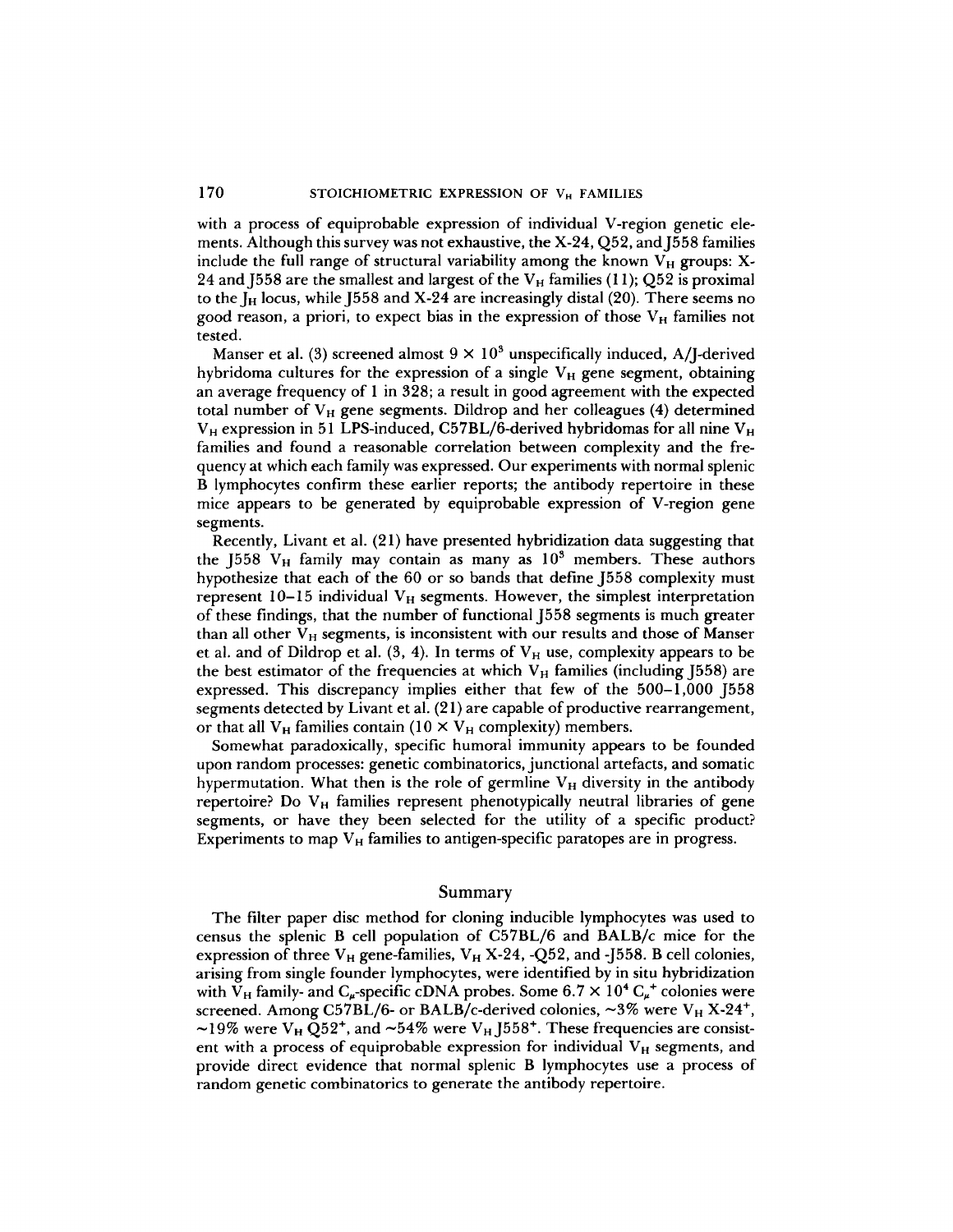with a process of equiprobable expression of individual V-region genetic elements. Although this survey was not exhaustive, the X-24, Q52, and J558 families include the full range of structural variability among the known $V_H$ groups: X-24 and J558 are the smallest and largest of the $V_H$ families (11); Q52 is proximal to the $J_H$ locus, while J558 and X-24 are increasingly distal (20). There seems no good reason, a priori, to expect bias in the expression of those $V_H$ families not tested.

Manser et al. (3) screened almost $9 \times 10^3$ unspecifically induced, A/J-derived hybridoma cultures for the expression of a single $V_H$ gene segment, obtaining an average frequency of 1 in 328; a result in good agreement with the expected total number of $V_H$ gene segments. Dildrop and her colleagues (4) determined $V_H$ expression in 51 LPS-induced, C57BL/6-derived hybridomas for all nine $V_H$ families and found a reasonable correlation between complexity and the frequency at which each family was expressed. Our experiments with normal splenic B lymphocytes confirm these earlier reports; the antibody repertoire in these mice appears to be generated by equiprobable expression of V-region gene segments.

Recently, Livant et al. (21) have presented hybridization data suggesting that the J558 $V_H$ family may contain as many as $10^3$ members. These authors hypothesize that each of the 60 or so bands that define J558 complexity must represent 10–15 individual $V_H$ segments. However, the simplest interpretation of these findings, that the number of functional J558 segments is much greater than all other $V_H$ segments, is inconsistent with our results and those of Manser et al. and of Dildrop et al. (3, 4). In terms of $V_H$ use, complexity appears to be the best estimator of the frequencies at which $V_H$ families (including J558) are expressed. This discrepancy implies either that few of the 500–1,000 J558 segments detected by Livant et al. (21) are capable of productive rearrangement, or that all $V_H$ families contain ($10 \times V_H$ complexity) members.

Somewhat paradoxically, specific humoral immunity appears to be founded upon random processes: genetic combinatorics, junctional artefacts, and somatic hypermutation. What then is the role of germline $V_H$ diversity in the antibody repertoire? Do $V_H$ families represent phenotypically neutral libraries of gene segments, or have they been selected for the utility of a specific product? Experiments to map $V_H$ families to antigen-specific paratopes are in progress.

## Summary

The filter paper disc method for cloning inducible lymphocytes was used to census the splenic B cell population of C57BL/6 and BALB/c mice for the expression of three $V_H$ gene-families, $V_H$ X-24, -Q52, and -J558. B cell colonies, arising from single founder lymphocytes, were identified by in situ hybridization with $V_H$ family- and $C_\mu$-specific cDNA probes. Some $6.7 \times 10^4$ $C_\mu^+$ colonies were screened. Among C57BL/6- or BALB/c-derived colonies, ~3% were $V_H$ X-24$^+$, ~19% were $V_H$ Q52$^+$, and ~54% were $V_H$ J558$^+$. These frequencies are consistent with a process of equiprobable expression for individual $V_H$ segments, and provide direct evidence that normal splenic B lymphocytes use a process of random genetic combinatorics to generate the antibody repertoire.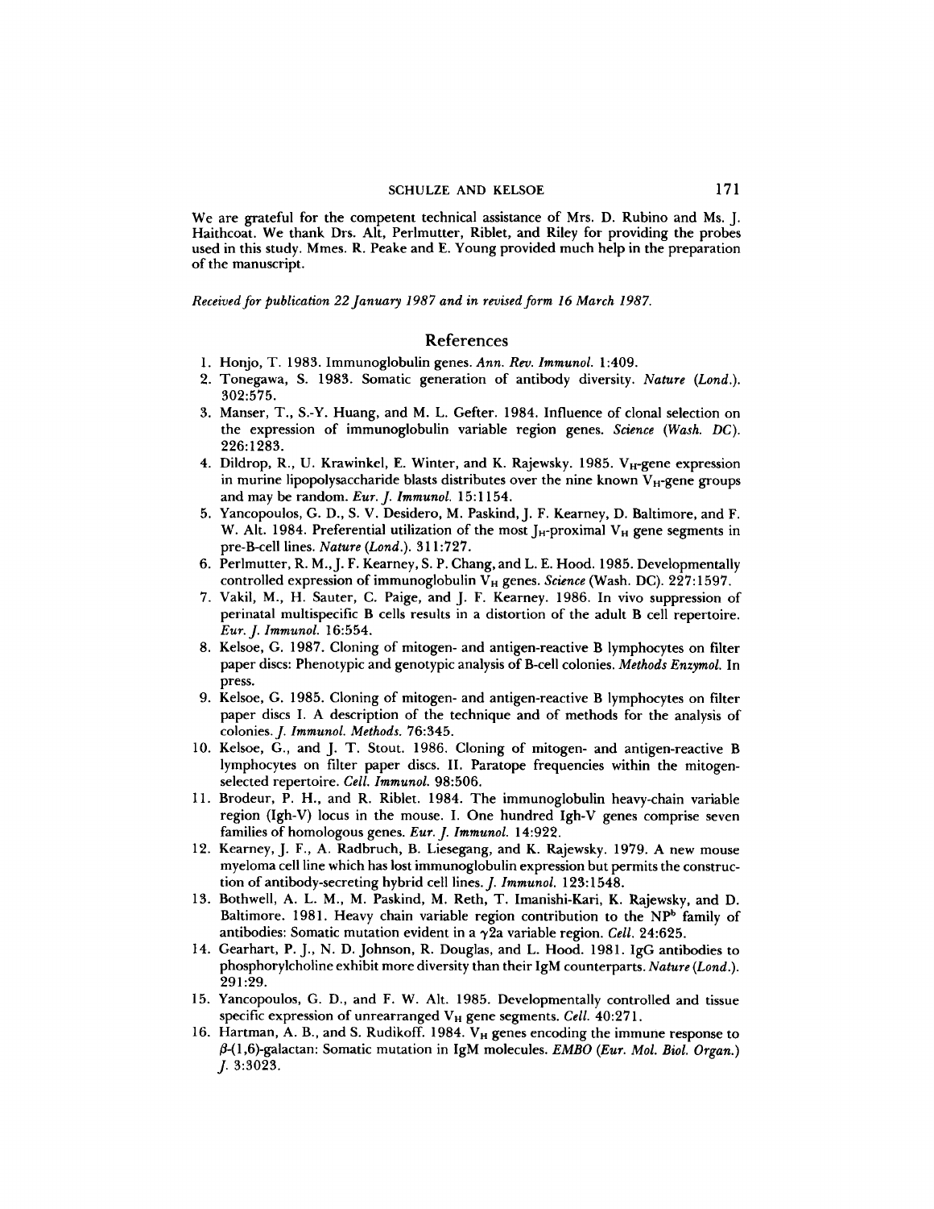We are grateful for the competent technical assistance of Mrs. D. Rubino and Ms. J. Haithcoat. We thank Drs. Alt, Perlmutter, Riblet, and Riley for providing the probes used in this study. Mmes. R. Peake and E. Young provided much help in the preparation of the manuscript.

*Received for publication 22 January 1987 and in revised form 16 March 1987.*

## References

1. Honjo, T. 1983. Immunoglobulin genes. *Ann. Rev. Immunol.* 1:409.
2. Tonegawa, S. 1983. Somatic generation of antibody diversity. *Nature (Lond.).* 302:575.
3. Manser, T., S.-Y. Huang, and M. L. Gefter. 1984. Influence of clonal selection on the expression of immunoglobulin variable region genes. *Science (Wash. DC).* 226:1283.
4. Dildrop, R., U. Krawinkel, E. Winter, and K. Rajewsky. 1985. $V_H$-gene expression in murine lipopolysaccharide blasts distributes over the nine known $V_H$-gene groups and may be random. *Eur. J. Immunol.* 15:1154.
5. Yancopoulos, G. D., S. V. Desidero, M. Paskind, J. F. Kearney, D. Baltimore, and F. W. Alt. 1984. Preferential utilization of the most $J_H$-proximal $V_H$ gene segments in pre-B-cell lines. *Nature (Lond.).* 311:727.
6. Perlmutter, R. M., J. F. Kearney, S. P. Chang, and L. E. Hood. 1985. Developmentally controlled expression of immunoglobulin $V_H$ genes. *Science* (Wash. DC). 227:1597.
7. Vakil, M., H. Sauter, C. Paige, and J. F. Kearney. 1986. In vivo suppression of perinatal multispecific B cells results in a distortion of the adult B cell repertoire. *Eur. J. Immunol.* 16:554.
8. Kelsoe, G. 1987. Cloning of mitogen- and antigen-reactive B lymphocytes on filter paper discs: Phenotypic and genotypic analysis of B-cell colonies. *Methods Enzymol.* In press.
9. Kelsoe, G. 1985. Cloning of mitogen- and antigen-reactive B lymphocytes on filter paper discs I. A description of the technique and of methods for the analysis of colonies. *J. Immunol. Methods.* 76:345.
10. Kelsoe, G., and J. T. Stout. 1986. Cloning of mitogen- and antigen-reactive B lymphocytes on filter paper discs. II. Paratope frequencies within the mitogen-selected repertoire. *Cell. Immunol.* 98:506.
11. Brodeur, P. H., and R. Riblet. 1984. The immunoglobulin heavy-chain variable region (Igh-V) locus in the mouse. I. One hundred Igh-V genes comprise seven families of homologous genes. *Eur. J. Immunol.* 14:922.
12. Kearney, J. F., A. Radbruch, B. Liesegang, and K. Rajewsky. 1979. A new mouse myeloma cell line which has lost immunoglobulin expression but permits the construction of antibody-secreting hybrid cell lines. *J. Immunol.* 123:1548.
13. Bothwell, A. L. M., M. Paskind, M. Reth, T. Imanishi-Kari, K. Rajewsky, and D. Baltimore. 1981. Heavy chain variable region contribution to the $NP^b$ family of antibodies: Somatic mutation evident in a $\gamma 2a$ variable region. *Cell.* 24:625.
14. Gearhart, P. J., N. D. Johnson, R. Douglas, and L. Hood. 1981. IgG antibodies to phosphorylcholine exhibit more diversity than their IgM counterparts. *Nature (Lond.).* 291:29.
15. Yancopoulos, G. D., and F. W. Alt. 1985. Developmentally controlled and tissue specific expression of unrearranged $V_H$ gene segments. *Cell.* 40:271.
16. Hartman, A. B., and S. Rudikoff. 1984. $V_H$ genes encoding the immune response to $\beta$-(1,6)-galactan: Somatic mutation in IgM molecules. *EMBO (Eur. Mol. Biol. Organ.) J.* 3:3023.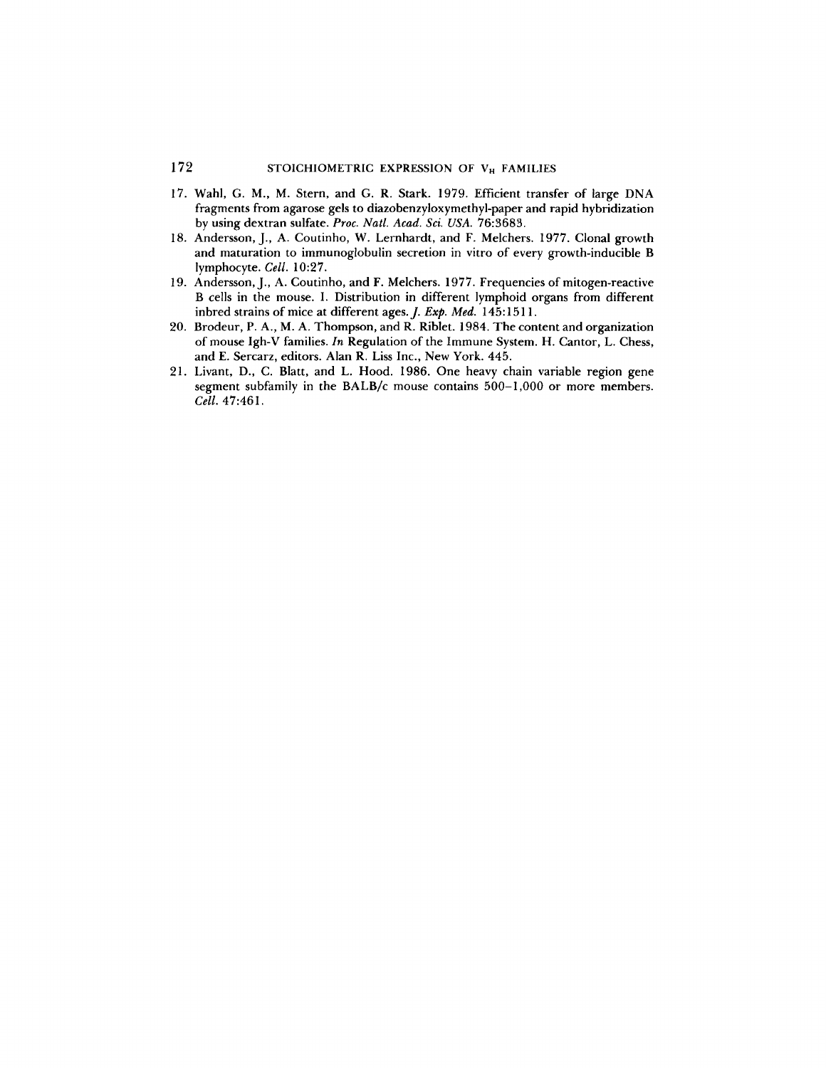17. Wahl, G. M., M. Stern, and G. R. Stark. 1979. Efficient transfer of large DNA fragments from agarose gels to diazobenzyloxymethyl-paper and rapid hybridization by using dextran sulfate. *Proc. Natl. Acad. Sci. USA.* 76:3683.
18. Andersson, J., A. Coutinho, W. Lernhardt, and F. Melchers. 1977. Clonal growth and maturation to immunoglobulin secretion in vitro of every growth-inducible B lymphocyte. *Cell.* 10:27.
19. Andersson, J., A. Coutinho, and F. Melchers. 1977. Frequencies of mitogen-reactive B cells in the mouse. I. Distribution in different lymphoid organs from different inbred strains of mice at different ages. *J. Exp. Med.* 145:1511.
20. Brodeur, P. A., M. A. Thompson, and R. Riblet. 1984. The content and organization of mouse Igh-V families. *In* Regulation of the Immune System. H. Cantor, L. Chess, and E. Sercarz, editors. Alan R. Liss Inc., New York. 445.
21. Livant, D., C. Blatt, and L. Hood. 1986. One heavy chain variable region gene segment subfamily in the BALB/c mouse contains 500–1,000 or more members. *Cell.* 47:461.